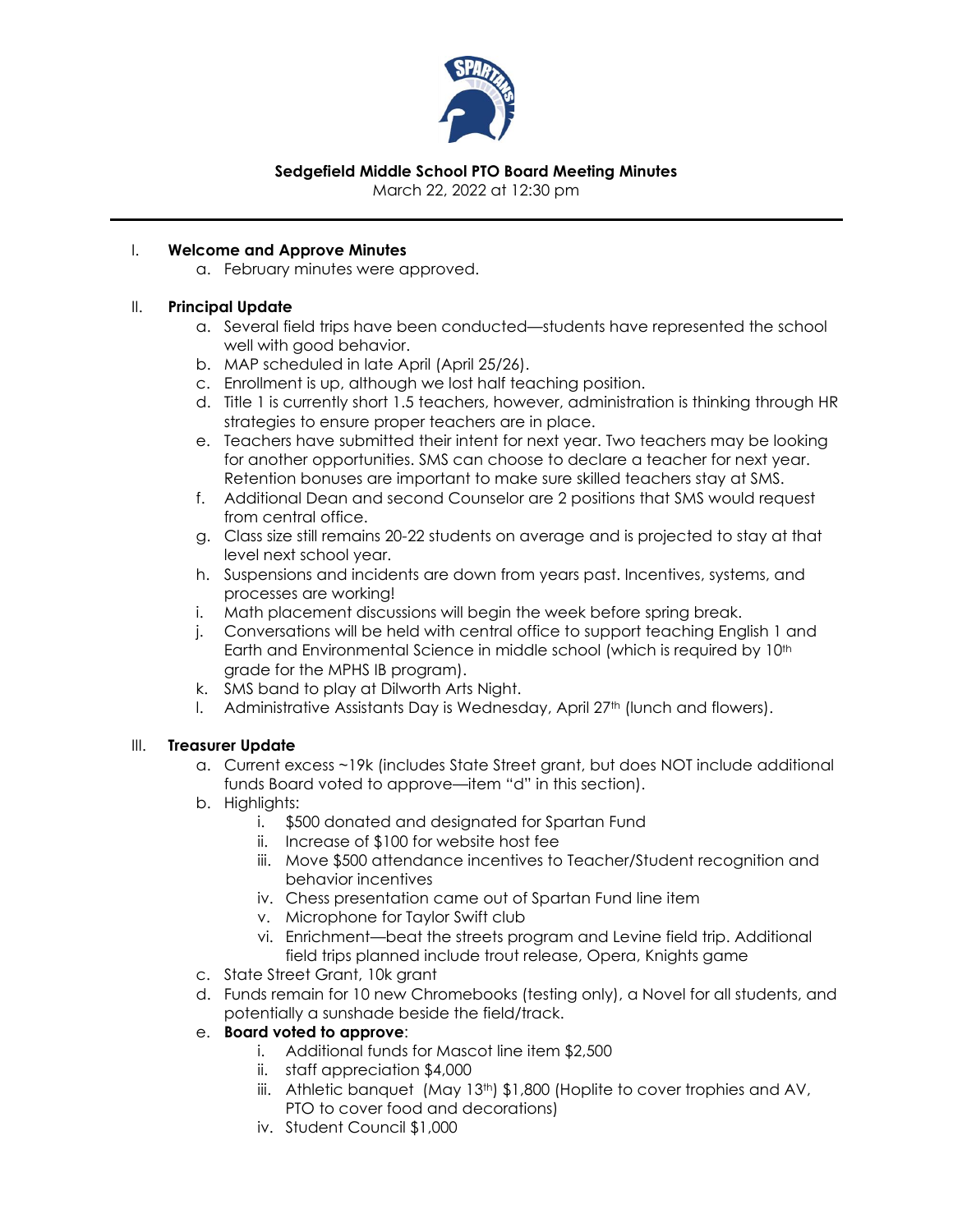**Sedgefield Middle School PTO Board Meeting Minutes**

March 22, 2022 at 12:30 pm

---

I. **Welcome and Approve Minutes**
   a. February minutes were approved.

II. **Principal Update**
   a. Several field trips have been conducted—students have represented the school well with good behavior.
   b. MAP scheduled in late April (April 25/26).
   c. Enrollment is up, although we lost half teaching position.
   d. Title 1 is currently short 1.5 teachers, however, administration is thinking through HR strategies to ensure proper teachers are in place.
   e. Teachers have submitted their intent for next year. Two teachers may be looking for another opportunities. SMS can choose to declare a teacher for next year. Retention bonuses are important to make sure skilled teachers stay at SMS.
   f. Additional Dean and second Counselor are 2 positions that SMS would request from central office.
   g. Class size still remains 20-22 students on average and is projected to stay at that level next school year.
   h. Suspensions and incidents are down from years past. Incentives, systems, and processes are working!
   i. Math placement discussions will begin the week before spring break.
   j. Conversations will be held with central office to support teaching English 1 and Earth and Environmental Science in middle school (which is required by 10th grade for the MPHS IB program).
   k. SMS band to play at Dilworth Arts Night.
   l. Administrative Assistants Day is Wednesday, April 27th (lunch and flowers).

III. **Treasurer Update**
   a. Current excess ~19k (includes State Street grant, but does NOT include additional funds Board voted to approve—item "d" in this section).
   b. Highlights:
      i. $500 donated and designated for Spartan Fund
      ii. Increase of $100 for website host fee
      iii. Move $500 attendance incentives to Teacher/Student recognition and behavior incentives
      iv. Chess presentation came out of Spartan Fund line item
      v. Microphone for Taylor Swift club
      vi. Enrichment—beat the streets program and Levine field trip. Additional field trips planned include trout release, Opera, Knights game
   c. State Street Grant, 10k grant
   d. Funds remain for 10 new Chromebooks (testing only), a Novel for all students, and potentially a sunshade beside the field/track.
   e. **Board voted to approve**:
      i. Additional funds for Mascot line item $2,500
      ii. staff appreciation $4,000
      iii. Athletic banquet (May 13th) $1,800 (Hoplite to cover trophies and AV, PTO to cover food and decorations)
      iv. Student Council $1,000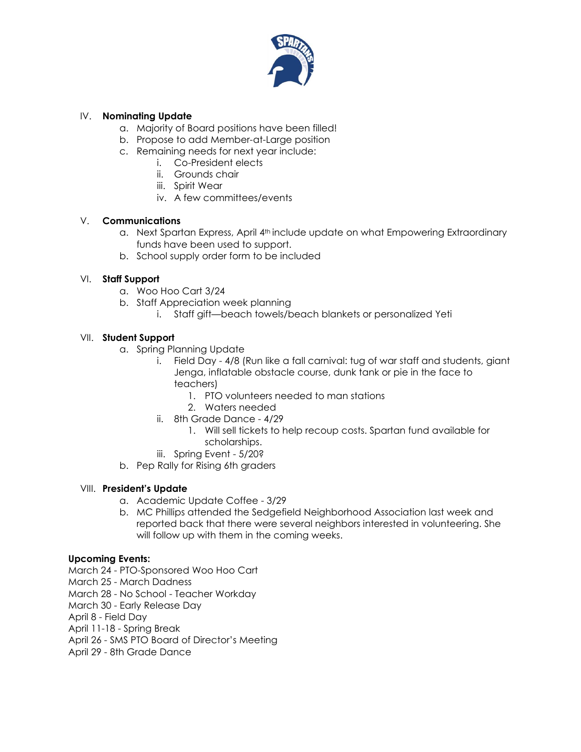IV. **Nominating Update**
   a. Majority of Board positions have been filled!
   b. Propose to add Member-at-Large position
   c. Remaining needs for next year include:
      i. Co-President elects
      ii. Grounds chair
      iii. Spirit Wear
      iv. A few committees/events

V. **Communications**
   a. Next Spartan Express, April 4th include update on what Empowering Extraordinary funds have been used to support.
   b. School supply order form to be included

VI. **Staff Support**
   a. Woo Hoo Cart 3/24
   b. Staff Appreciation week planning
      i. Staff gift—beach towels/beach blankets or personalized Yeti

VII. **Student Support**
   a. Spring Planning Update
      i. Field Day - 4/8 (Run like a fall carnival: tug of war staff and students, giant Jenga, inflatable obstacle course, dunk tank or pie in the face to teachers)
         1. PTO volunteers needed to man stations
         2. Waters needed
      ii. 8th Grade Dance - 4/29
         1. Will sell tickets to help recoup costs. Spartan fund available for scholarships.
      iii. Spring Event - 5/20?
   b. Pep Rally for Rising 6th graders

VIII. **President's Update**
   a. Academic Update Coffee - 3/29
   b. MC Phillips attended the Sedgefield Neighborhood Association last week and reported back that there were several neighbors interested in volunteering. She will follow up with them in the coming weeks.

**Upcoming Events:**

March 24 - PTO-Sponsored Woo Hoo Cart
March 25 - March Dadness
March 28 - No School - Teacher Workday
March 30 - Early Release Day
April 8 - Field Day
April 11-18 - Spring Break
April 26 - SMS PTO Board of Director's Meeting
April 29 - 8th Grade Dance